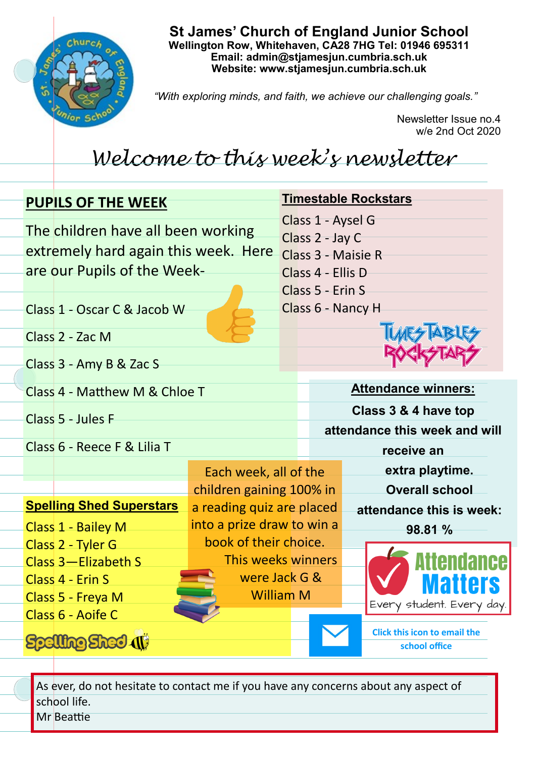# St James' Church of England Junior School

**Wellington Row, Whitehaven, CA28 7HG Tel: 01946 695311**
**Email: admin@stjamesjun.cumbria.sch.uk**
**Website: www.stjamesjun.cumbria.sch.uk**

*"With exploring minds, and faith, we achieve our challenging goals."*

Newsletter Issue no.4
w/e 2nd Oct 2020

## *Welcome to this week's newsletter*

## PUPILS OF THE WEEK

The children have all been working extremely hard again this week. Here are our Pupils of the Week-

Class 1 - Oscar C & Jacob W

Class 2 - Zac M

Class 3 - Amy B & Zac S

Class 4 - Matthew M & Chloe T

Class 5 - Jules F

Class 6 - Reece F & Lilia T

## Timestable Rockstars

Class 1 - Aysel G
Class 2 - Jay C
Class 3 - Maisie R
Class 4 - Ellis D
Class 5 - Erin S
Class 6 - Nancy H

## Attendance winners:

**Class 3 & 4 have top attendance this week and will receive an extra playtime.**

**Overall school attendance this is week: 98.81 %**

Attendance Matters
Every student. Every day.

## Spelling Shed Superstars

Class 1 - Bailey M
Class 2 - Tyler G
Class 3—Elizabeth S
Class 4 - Erin S
Class 5 - Freya M
Class 6 - Aoife C

Each week, all of the children gaining 100% in a reading quiz are placed into a prize draw to win a book of their choice.

This weeks winners were Jack G & William M

**Click this icon to email the school office**

As ever, do not hesitate to contact me if you have any concerns about any aspect of school life.
Mr Beattie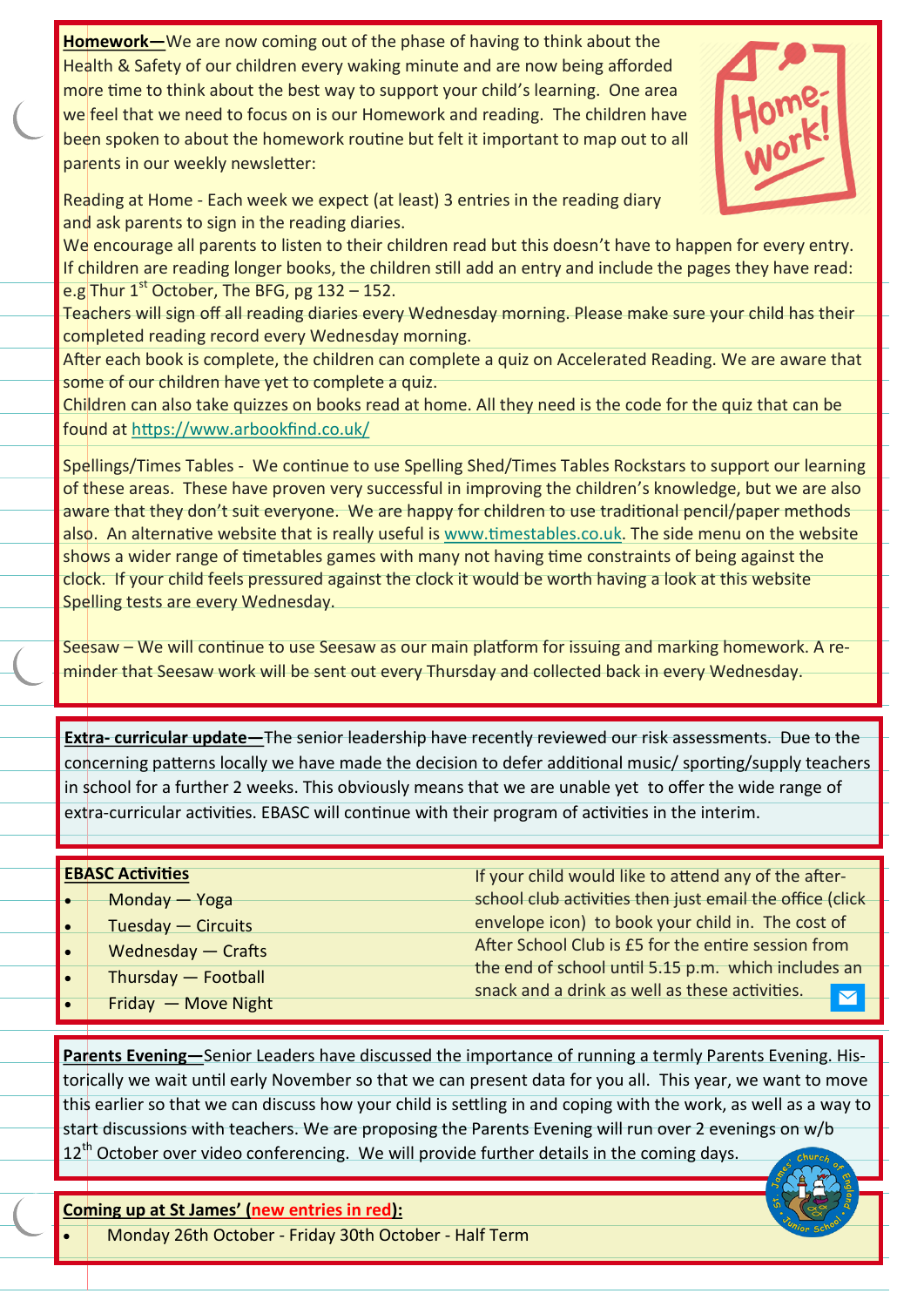**Homework—**We are now coming out of the phase of having to think about the Health & Safety of our children every waking minute and are now being afforded more time to think about the best way to support your child's learning. One area we feel that we need to focus on is our Homework and reading. The children have been spoken to about the homework routine but felt it important to map out to all parents in our weekly newsletter:

Reading at Home - Each week we expect (at least) 3 entries in the reading diary and ask parents to sign in the reading diaries.
We encourage all parents to listen to their children read but this doesn't have to happen for every entry. If children are reading longer books, the children still add an entry and include the pages they have read: e.g Thur 1st October, The BFG, pg 132 – 152.
Teachers will sign off all reading diaries every Wednesday morning. Please make sure your child has their completed reading record every Wednesday morning.
After each book is complete, the children can complete a quiz on Accelerated Reading. We are aware that some of our children have yet to complete a quiz.
Children can also take quizzes on books read at home. All they need is the code for the quiz that can be found at https://www.arbookfind.co.uk/

Spellings/Times Tables - We continue to use Spelling Shed/Times Tables Rockstars to support our learning of these areas. These have proven very successful in improving the children's knowledge, but we are also aware that they don't suit everyone. We are happy for children to use traditional pencil/paper methods also. An alternative website that is really useful is www.timestables.co.uk. The side menu on the website shows a wider range of timetables games with many not having time constraints of being against the clock. If your child feels pressured against the clock it would be worth having a look at this website
Spelling tests are every Wednesday.

Seesaw – We will continue to use Seesaw as our main platform for issuing and marking homework. A reminder that Seesaw work will be sent out every Thursday and collected back in every Wednesday.

**Extra- curricular update—**The senior leadership have recently reviewed our risk assessments. Due to the concerning patterns locally we have made the decision to defer additional music/ sporting/supply teachers in school for a further 2 weeks. This obviously means that we are unable yet to offer the wide range of extra-curricular activities. EBASC will continue with their program of activities in the interim.

**EBASC Activities**

- Monday — Yoga
- Tuesday — Circuits
- Wednesday — Crafts
- Thursday — Football
- Friday — Move Night

If your child would like to attend any of the after-school club activities then just email the office (click envelope icon) to book your child in. The cost of After School Club is £5 for the entire session from the end of school until 5.15 p.m. which includes an snack and a drink as well as these activities.

**Parents Evening—**Senior Leaders have discussed the importance of running a termly Parents Evening. Historically we wait until early November so that we can present data for you all. This year, we want to move this earlier so that we can discuss how your child is settling in and coping with the work, as well as a way to start discussions with teachers. We are proposing the Parents Evening will run over 2 evenings on w/b 12th October over video conferencing. We will provide further details in the coming days.

**Coming up at St James' (new entries in red):**

- Monday 26th October - Friday 30th October - Half Term